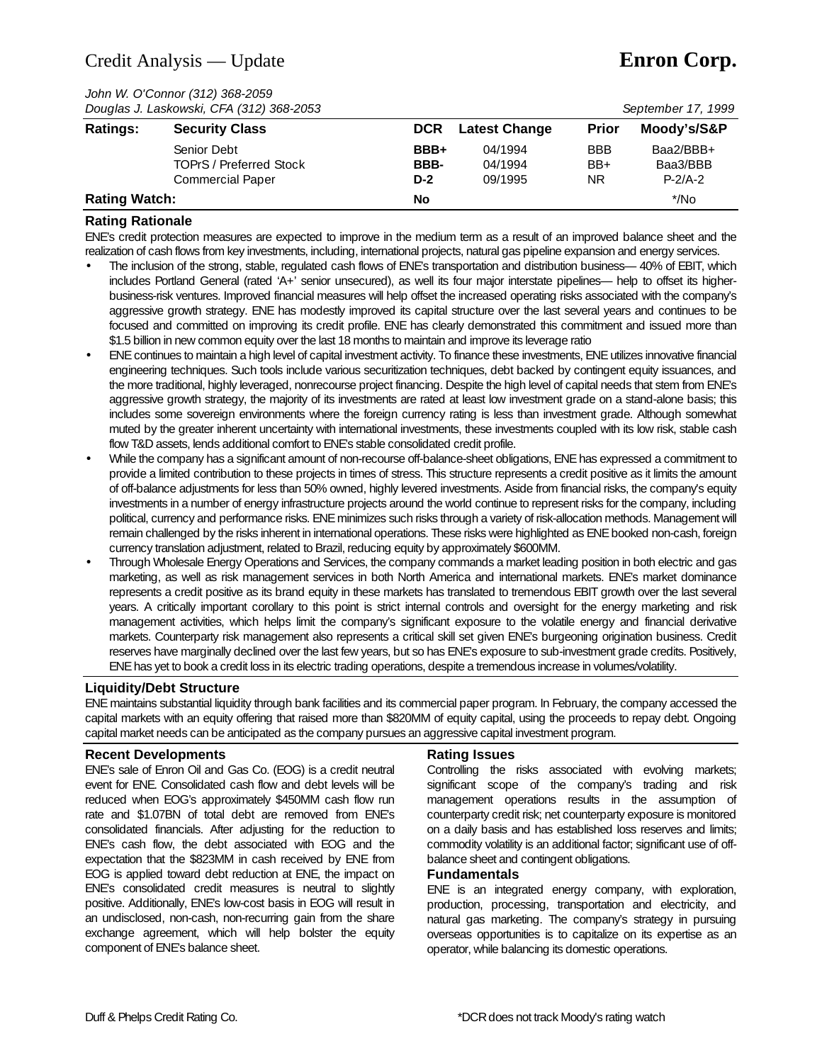# Credit Analysis — Update

# Enron Corp.

*John W. O'Connor (312) 368-2059*
*Douglas J. Laskowski, CFA (312) 368-2053*

*September 17, 1999*

| Ratings: | Security Class | DCR | Latest Change | Prior | Moody's/S&P |
|---|---|---|---|---|---|
| | Senior Debt | **BBB+** | 04/1994 | BBB | Baa2/BBB+ |
| | TOPrS / Preferred Stock | **BBB-** | 04/1994 | BB+ | Baa3/BBB |
| | Commercial Paper | **D-2** | 09/1995 | NR | P-2/A-2 |
| **Rating Watch:** | | **No** | | | */No |

## Rating Rationale

ENE's credit protection measures are expected to improve in the medium term as a result of an improved balance sheet and the realization of cash flows from key investments, including, international projects, natural gas pipeline expansion and energy services.

- The inclusion of the strong, stable, regulated cash flows of ENE's transportation and distribution business— 40% of EBIT, which includes Portland General (rated 'A+' senior unsecured), as well its four major interstate pipelines— help to offset its higher-business-risk ventures. Improved financial measures will help offset the increased operating risks associated with the company's aggressive growth strategy. ENE has modestly improved its capital structure over the last several years and continues to be focused and committed on improving its credit profile. ENE has clearly demonstrated this commitment and issued more than $1.5 billion in new common equity over the last 18 months to maintain and improve its leverage ratio
- ENE continues to maintain a high level of capital investment activity. To finance these investments, ENE utilizes innovative financial engineering techniques. Such tools include various securitization techniques, debt backed by contingent equity issuances, and the more traditional, highly leveraged, nonrecourse project financing. Despite the high level of capital needs that stem from ENE's aggressive growth strategy, the majority of its investments are rated at least low investment grade on a stand-alone basis; this includes some sovereign environments where the foreign currency rating is less than investment grade. Although somewhat muted by the greater inherent uncertainty with international investments, these investments coupled with its low risk, stable cash flow T&D assets, lends additional comfort to ENE's stable consolidated credit profile.
- While the company has a significant amount of non-recourse off-balance-sheet obligations, ENE has expressed a commitment to provide a limited contribution to these projects in times of stress. This structure represents a credit positive as it limits the amount of off-balance adjustments for less than 50% owned, highly levered investments. Aside from financial risks, the company's equity investments in a number of energy infrastructure projects around the world continue to represent risks for the company, including political, currency and performance risks. ENE minimizes such risks through a variety of risk-allocation methods. Management will remain challenged by the risks inherent in international operations. These risks were highlighted as ENE booked non-cash, foreign currency translation adjustment, related to Brazil, reducing equity by approximately $600MM.
- Through Wholesale Energy Operations and Services, the company commands a market leading position in both electric and gas marketing, as well as risk management services in both North America and international markets. ENE's market dominance represents a credit positive as its brand equity in these markets has translated to tremendous EBIT growth over the last several years. A critically important corollary to this point is strict internal controls and oversight for the energy marketing and risk management activities, which helps limit the company's significant exposure to the volatile energy and financial derivative markets. Counterparty risk management also represents a critical skill set given ENE's burgeoning origination business. Credit reserves have marginally declined over the last few years, but so has ENE's exposure to sub-investment grade credits. Positively, ENE has yet to book a credit loss in its electric trading operations, despite a tremendous increase in volumes/volatility.

## Liquidity/Debt Structure

ENE maintains substantial liquidity through bank facilities and its commercial paper program. In February, the company accessed the capital markets with an equity offering that raised more than $820MM of equity capital, using the proceeds to repay debt. Ongoing capital market needs can be anticipated as the company pursues an aggressive capital investment program.

## Recent Developments

ENE's sale of Enron Oil and Gas Co. (EOG) is a credit neutral event for ENE. Consolidated cash flow and debt levels will be reduced when EOG's approximately $450MM cash flow run rate and $1.07BN of total debt are removed from ENE's consolidated financials. After adjusting for the reduction to ENE's cash flow, the debt associated with EOG and the expectation that the $823MM in cash received by ENE from EOG is applied toward debt reduction at ENE, the impact on ENE's consolidated credit measures is neutral to slightly positive. Additionally, ENE's low-cost basis in EOG will result in an undisclosed, non-cash, non-recurring gain from the share exchange agreement, which will help bolster the equity component of ENE's balance sheet.

## Rating Issues

Controlling the risks associated with evolving markets; significant scope of the company's trading and risk management operations results in the assumption of counterparty credit risk; net counterparty exposure is monitored on a daily basis and has established loss reserves and limits; commodity volatility is an additional factor; significant use of off-balance sheet and contingent obligations.

## Fundamentals

ENE is an integrated energy company, with exploration, production, processing, transportation and electricity, and natural gas marketing. The company's strategy in pursuing overseas opportunities is to capitalize on its expertise as an operator, while balancing its domestic operations.

Duff & Phelps Credit Rating Co.

*DCR does not track Moody's rating watch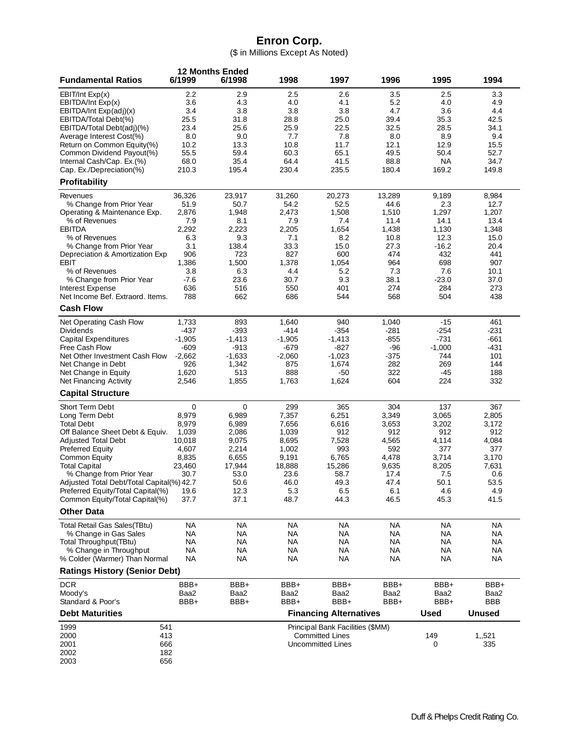# Enron Corp.

($ in Millions Except As Noted)

| Fundamental Ratios | 12 Months Ended 6/1999 | 12 Months Ended 6/1998 | 1998 | 1997 | 1996 | 1995 | 1994 |
|---|---|---|---|---|---|---|---|
| EBIT/Int Exp(x) | 2.2 | 2.9 | 2.5 | 2.6 | 3.5 | 2.5 | 3.3 |
| EBITDA/Int Exp(x) | 3.6 | 4.3 | 4.0 | 4.1 | 5.2 | 4.0 | 4.9 |
| EBITDA/Int Exp(adj)(x) | 3.4 | 3.8 | 3.8 | 3.8 | 4.7 | 3.6 | 4.4 |
| EBITDA/Total Debt(%) | 25.5 | 31.8 | 28.8 | 25.0 | 39.4 | 35.3 | 42.5 |
| EBITDA/Total Debt(adj)(%) | 23.4 | 25.6 | 25.9 | 22.5 | 32.5 | 28.5 | 34.1 |
| Average Interest Cost(%) | 8.0 | 9.0 | 7.7 | 7.8 | 8.0 | 8.9 | 9.4 |
| Return on Common Equity(%) | 10.2 | 13.3 | 10.8 | 11.7 | 12.1 | 12.9 | 15.5 |
| Common Dividend Payout(%) | 55.5 | 59.4 | 60.3 | 65.1 | 49.5 | 50.4 | 52.7 |
| Internal Cash/Cap. Ex.(%) | 68.0 | 35.4 | 64.4 | 41.5 | 88.8 | NA | 34.7 |
| Cap. Ex./Depreciation(%) | 210.3 | 195.4 | 230.4 | 235.5 | 180.4 | 169.2 | 149.8 |
| **Profitability** | | | | | | | |
| Revenues | 36,326 | 23,917 | 31,260 | 20,273 | 13,289 | 9,189 | 8,984 |
| % Change from Prior Year | 51.9 | 50.7 | 54.2 | 52.5 | 44.6 | 2.3 | 12.7 |
| Operating & Maintenance Exp. | 2,876 | 1,948 | 2,473 | 1,508 | 1,510 | 1,297 | 1,207 |
| % of Revenues | 7.9 | 8.1 | 7.9 | 7.4 | 11.4 | 14.1 | 13.4 |
| EBITDA | 2,292 | 2,223 | 2,205 | 1,654 | 1,438 | 1,130 | 1,348 |
| % of Revenues | 6.3 | 9.3 | 7.1 | 8.2 | 10.8 | 12.3 | 15.0 |
| % Change from Prior Year | 3.1 | 138.4 | 33.3 | 15.0 | 27.3 | -16.2 | 20.4 |
| Depreciation & Amortization Exp | 906 | 723 | 827 | 600 | 474 | 432 | 441 |
| EBIT | 1,386 | 1,500 | 1,378 | 1,054 | 964 | 698 | 907 |
| % of Revenues | 3.8 | 6.3 | 4.4 | 5.2 | 7.3 | 7.6 | 10.1 |
| % Change from Prior Year | -7.6 | 23.6 | 30.7 | 9.3 | 38.1 | -23.0 | 37.0 |
| Interest Expense | 636 | 516 | 550 | 401 | 274 | 284 | 273 |
| Net Income Bef. Extraord. Items. | 788 | 662 | 686 | 544 | 568 | 504 | 438 |
| **Cash Flow** | | | | | | | |
| Net Operating Cash Flow | 1,733 | 893 | 1,640 | 940 | 1,040 | -15 | 461 |
| Dividends | -437 | -393 | -414 | -354 | -281 | -254 | -231 |
| Capital Expenditures | -1,905 | -1,413 | -1,905 | -1,413 | -855 | -731 | -661 |
| Free Cash Flow | -609 | -913 | -679 | -827 | -96 | -1,000 | -431 |
| Net Other Investment Cash Flow | -2,662 | -1,633 | -2,060 | -1,023 | -375 | 744 | 101 |
| Net Change in Debt | 926 | 1,342 | 875 | 1,674 | 282 | 269 | 144 |
| Net Change in Equity | 1,620 | 513 | 888 | -50 | 322 | -45 | 188 |
| Net Financing Activity | 2,546 | 1,855 | 1,763 | 1,624 | 604 | 224 | 332 |
| **Capital Structure** | | | | | | | |
| Short Term Debt | 0 | 0 | 299 | 365 | 304 | 137 | 367 |
| Long Term Debt | 8,979 | 6,989 | 7,357 | 6,251 | 3,349 | 3,065 | 2,805 |
| Total Debt | 8,979 | 6,989 | 7,656 | 6,616 | 3,653 | 3,202 | 3,172 |
| Off Balance Sheet Debt & Equiv. | 1,039 | 2,086 | 1,039 | 912 | 912 | 912 | 912 |
| Adjusted Total Debt | 10,018 | 9,075 | 8,695 | 7,528 | 4,565 | 4,114 | 4,084 |
| Preferred Equity | 4,607 | 2,214 | 1,002 | 993 | 592 | 377 | 377 |
| Common Equity | 8,835 | 6,655 | 9,191 | 6,765 | 4,478 | 3,714 | 3,170 |
| Total Capital | 23,460 | 17,944 | 18,888 | 15,286 | 9,635 | 8,205 | 7,631 |
| % Change from Prior Year | 30.7 | 53.0 | 23.6 | 58.7 | 17.4 | 7.5 | 0.6 |
| Adjusted Total Debt/Total Capital(%) | 42.7 | 50.6 | 46.0 | 49.3 | 47.4 | 50.1 | 53.5 |
| Preferred Equity/Total Capital(%) | 19.6 | 12.3 | 5.3 | 6.5 | 6.1 | 4.6 | 4.9 |
| Common Equity/Total Capital(%) | 37.7 | 37.1 | 48.7 | 44.3 | 46.5 | 45.3 | 41.5 |
| **Other Data** | | | | | | | |
| Total Retail Gas Sales(TBtu) | NA | NA | NA | NA | NA | NA | NA |
| % Change in Gas Sales | NA | NA | NA | NA | NA | NA | NA |
| Total Throughput(TBtu) | NA | NA | NA | NA | NA | NA | NA |
| % Change in Throughput | NA | NA | NA | NA | NA | NA | NA |
| % Colder (Warmer) Than Normal | NA | NA | NA | NA | NA | NA | NA |
| **Ratings History (Senior Debt)** | | | | | | | |
| DCR | BBB+ | BBB+ | BBB+ | BBB+ | BBB+ | BBB+ | BBB+ |
| Moody's | Baa2 | Baa2 | Baa2 | Baa2 | Baa2 | Baa2 | Baa2 |
| Standard & Poor's | BBB+ | BBB+ | BBB+ | BBB+ | BBB+ | BBB+ | BBB |

| Debt Maturities | |
|---|---|
| 1999 | 541 |
| 2000 | 413 |
| 2001 | 666 |
| 2002 | 182 |
| 2003 | 656 |

| Financing Alternatives | Used | Unused |
|---|---|---|
| Principal Bank Facilities ($MM) | | |
| Committed Lines | 149 | 1,,521 |
| Uncommitted Lines | 0 | 335 |

Duff & Phelps Credit Rating Co.